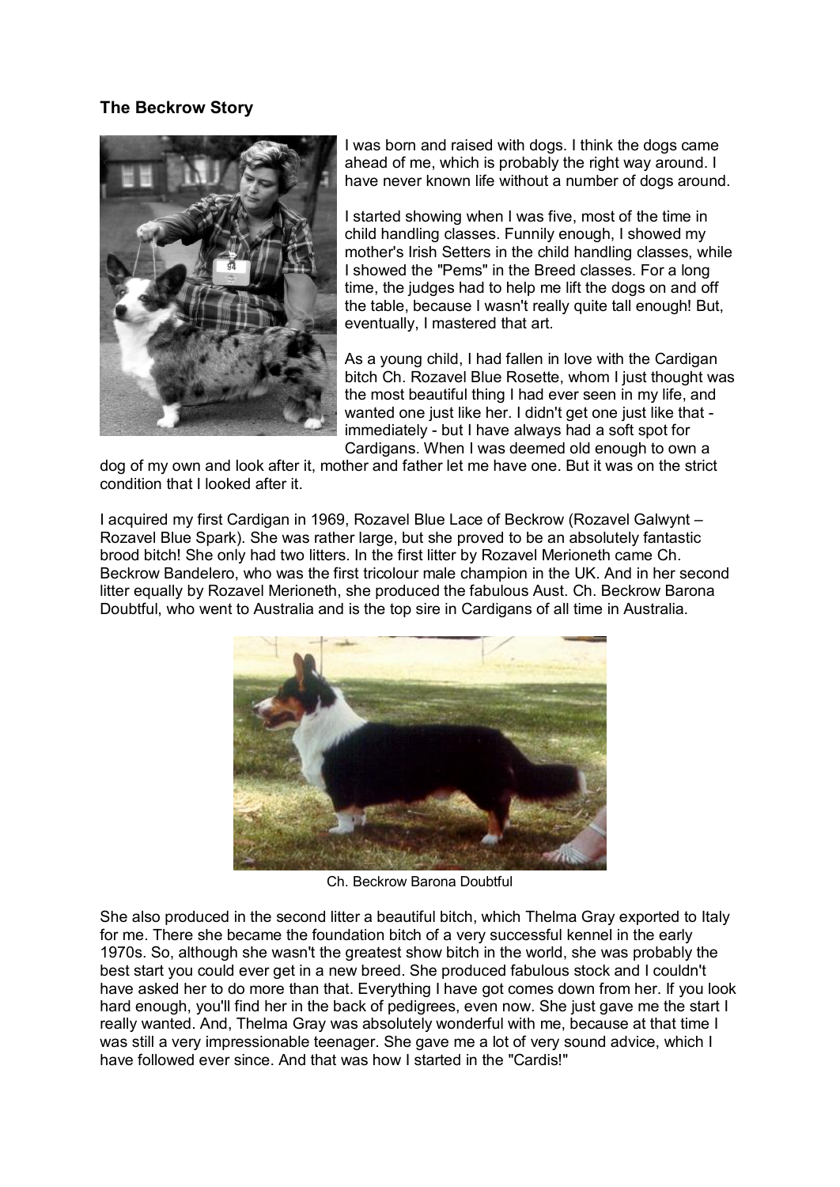**The Beckrow Story**

I was born and raised with dogs. I think the dogs came ahead of me, which is probably the right way around. I have never known life without a number of dogs around.

I started showing when I was five, most of the time in child handling classes. Funnily enough, I showed my mother's Irish Setters in the child handling classes, while I showed the "Pems" in the Breed classes. For a long time, the judges had to help me lift the dogs on and off the table, because I wasn't really quite tall enough! But, eventually, I mastered that art.

As a young child, I had fallen in love with the Cardigan bitch Ch. Rozavel Blue Rosette, whom I just thought was the most beautiful thing I had ever seen in my life, and wanted one just like her. I didn't get one just like that - immediately - but I have always had a soft spot for Cardigans. When I was deemed old enough to own a dog of my own and look after it, mother and father let me have one. But it was on the strict condition that I looked after it.

I acquired my first Cardigan in 1969, Rozavel Blue Lace of Beckrow (Rozavel Galwynt – Rozavel Blue Spark). She was rather large, but she proved to be an absolutely fantastic brood bitch! She only had two litters. In the first litter by Rozavel Merioneth came Ch. Beckrow Bandelero, who was the first tricolour male champion in the UK. And in her second litter equally by Rozavel Merioneth, she produced the fabulous Aust. Ch. Beckrow Barona Doubtful, who went to Australia and is the top sire in Cardigans of all time in Australia.

Ch. Beckrow Barona Doubtful

She also produced in the second litter a beautiful bitch, which Thelma Gray exported to Italy for me. There she became the foundation bitch of a very successful kennel in the early 1970s. So, although she wasn't the greatest show bitch in the world, she was probably the best start you could ever get in a new breed. She produced fabulous stock and I couldn't have asked her to do more than that. Everything I have got comes down from her. If you look hard enough, you'll find her in the back of pedigrees, even now. She just gave me the start I really wanted. And, Thelma Gray was absolutely wonderful with me, because at that time I was still a very impressionable teenager. She gave me a lot of very sound advice, which I have followed ever since. And that was how I started in the "Cardis!"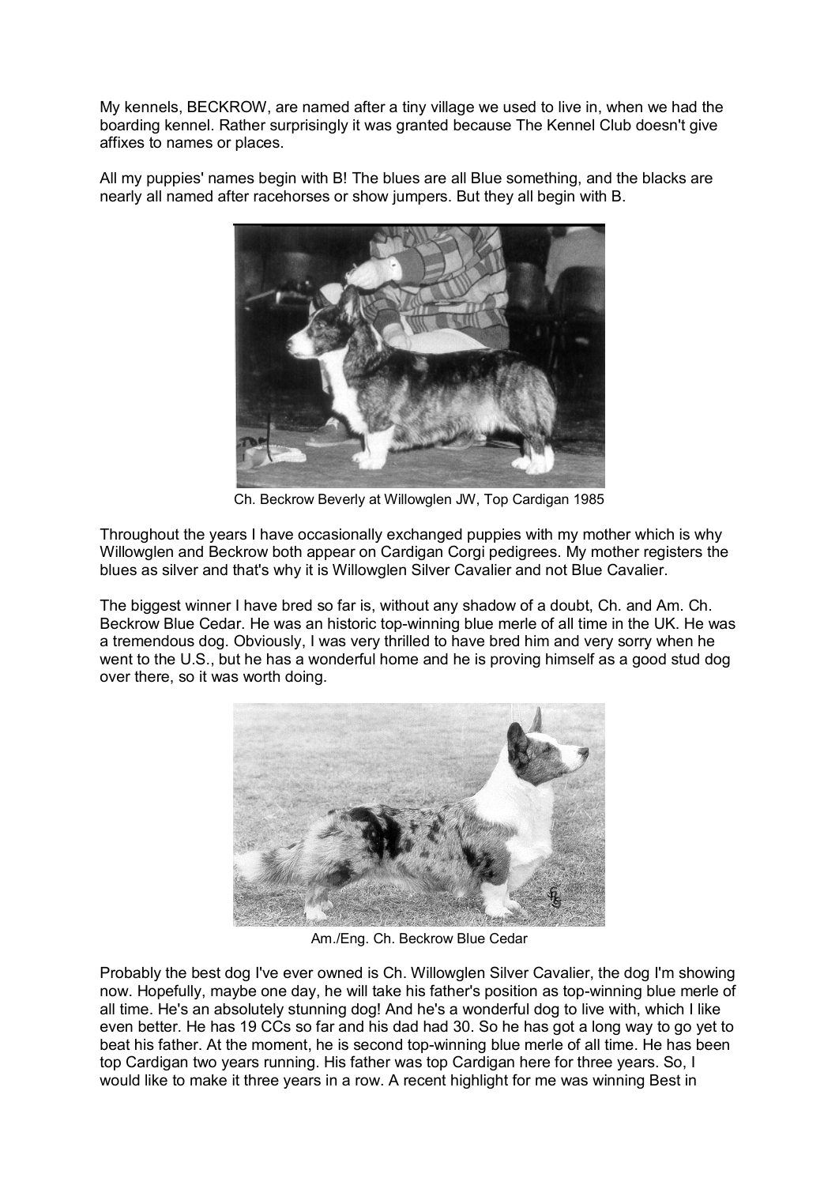My kennels, BECKROW, are named after a tiny village we used to live in, when we had the boarding kennel. Rather surprisingly it was granted because The Kennel Club doesn't give affixes to names or places.

All my puppies' names begin with B! The blues are all Blue something, and the blacks are nearly all named after racehorses or show jumpers. But they all begin with B.

Ch. Beckrow Beverly at Willowglen JW, Top Cardigan 1985

Throughout the years I have occasionally exchanged puppies with my mother which is why Willowglen and Beckrow both appear on Cardigan Corgi pedigrees. My mother registers the blues as silver and that's why it is Willowglen Silver Cavalier and not Blue Cavalier.

The biggest winner I have bred so far is, without any shadow of a doubt, Ch. and Am. Ch. Beckrow Blue Cedar. He was an historic top-winning blue merle of all time in the UK. He was a tremendous dog. Obviously, I was very thrilled to have bred him and very sorry when he went to the U.S., but he has a wonderful home and he is proving himself as a good stud dog over there, so it was worth doing.

Am./Eng. Ch. Beckrow Blue Cedar

Probably the best dog I've ever owned is Ch. Willowglen Silver Cavalier, the dog I'm showing now. Hopefully, maybe one day, he will take his father's position as top-winning blue merle of all time. He's an absolutely stunning dog! And he's a wonderful dog to live with, which I like even better. He has 19 CCs so far and his dad had 30. So he has got a long way to go yet to beat his father. At the moment, he is second top-winning blue merle of all time. He has been top Cardigan two years running. His father was top Cardigan here for three years. So, I would like to make it three years in a row. A recent highlight for me was winning Best in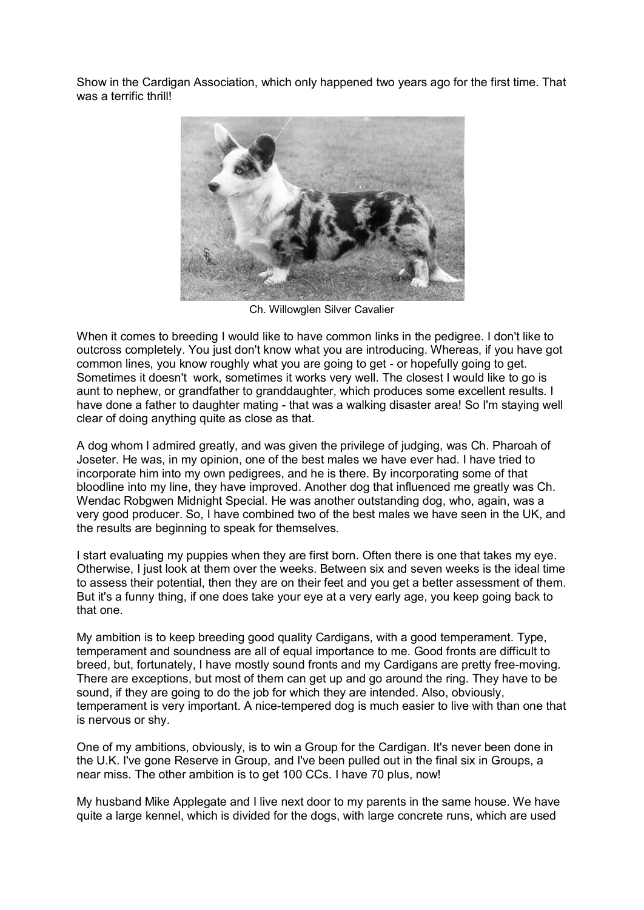Show in the Cardigan Association, which only happened two years ago for the first time. That was a terrific thrill!

Ch. Willowglen Silver Cavalier

When it comes to breeding I would like to have common links in the pedigree. I don't like to outcross completely. You just don't know what you are introducing. Whereas, if you have got common lines, you know roughly what you are going to get - or hopefully going to get. Sometimes it doesn't work, sometimes it works very well. The closest I would like to go is aunt to nephew, or grandfather to granddaughter, which produces some excellent results. I have done a father to daughter mating - that was a walking disaster area! So I'm staying well clear of doing anything quite as close as that.

A dog whom I admired greatly, and was given the privilege of judging, was Ch. Pharoah of Joseter. He was, in my opinion, one of the best males we have ever had. I have tried to incorporate him into my own pedigrees, and he is there. By incorporating some of that bloodline into my line, they have improved. Another dog that influenced me greatly was Ch. Wendac Robgwen Midnight Special. He was another outstanding dog, who, again, was a very good producer. So, I have combined two of the best males we have seen in the UK, and the results are beginning to speak for themselves.

I start evaluating my puppies when they are first born. Often there is one that takes my eye. Otherwise, I just look at them over the weeks. Between six and seven weeks is the ideal time to assess their potential, then they are on their feet and you get a better assessment of them. But it's a funny thing, if one does take your eye at a very early age, you keep going back to that one.

My ambition is to keep breeding good quality Cardigans, with a good temperament. Type, temperament and soundness are all of equal importance to me. Good fronts are difficult to breed, but, fortunately, I have mostly sound fronts and my Cardigans are pretty free-moving. There are exceptions, but most of them can get up and go around the ring. They have to be sound, if they are going to do the job for which they are intended. Also, obviously, temperament is very important. A nice-tempered dog is much easier to live with than one that is nervous or shy.

One of my ambitions, obviously, is to win a Group for the Cardigan. It's never been done in the U.K. I've gone Reserve in Group, and I've been pulled out in the final six in Groups, a near miss. The other ambition is to get 100 CCs. I have 70 plus, now!

My husband Mike Applegate and I live next door to my parents in the same house. We have quite a large kennel, which is divided for the dogs, with large concrete runs, which are used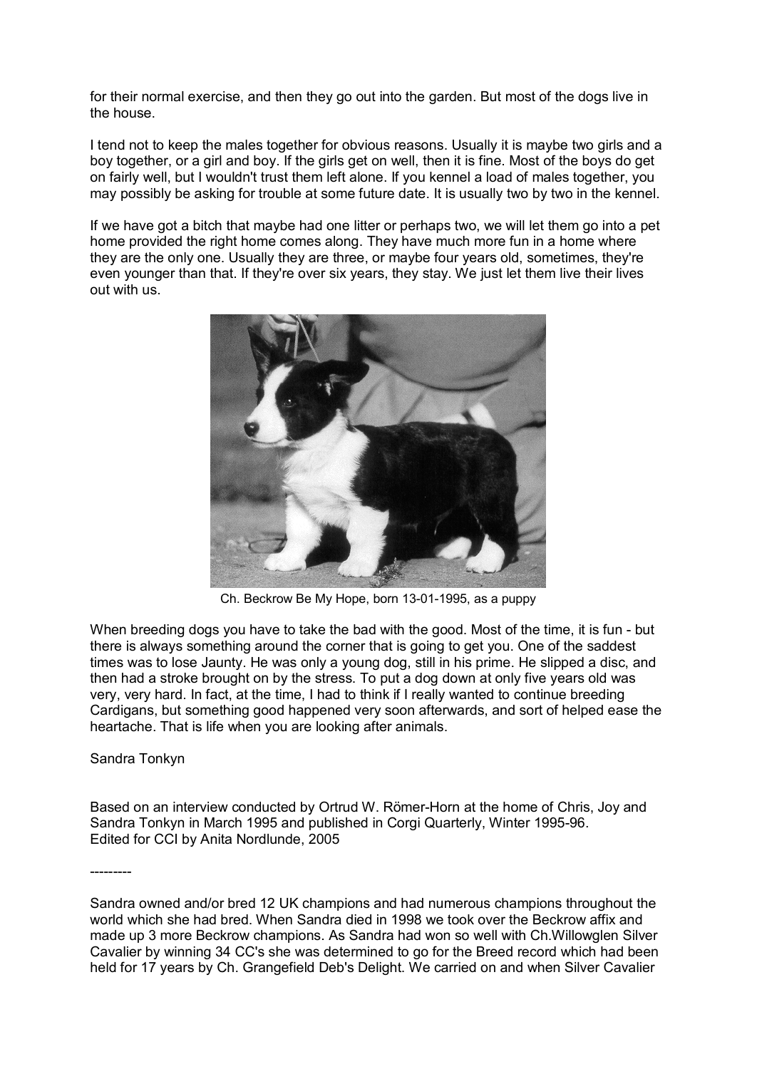for their normal exercise, and then they go out into the garden. But most of the dogs live in the house.

I tend not to keep the males together for obvious reasons. Usually it is maybe two girls and a boy together, or a girl and boy. If the girls get on well, then it is fine. Most of the boys do get on fairly well, but I wouldn't trust them left alone. If you kennel a load of males together, you may possibly be asking for trouble at some future date. It is usually two by two in the kennel.

If we have got a bitch that maybe had one litter or perhaps two, we will let them go into a pet home provided the right home comes along. They have much more fun in a home where they are the only one. Usually they are three, or maybe four years old, sometimes, they're even younger than that. If they're over six years, they stay. We just let them live their lives out with us.

Ch. Beckrow Be My Hope, born 13-01-1995, as a puppy

When breeding dogs you have to take the bad with the good. Most of the time, it is fun - but there is always something around the corner that is going to get you. One of the saddest times was to lose Jaunty. He was only a young dog, still in his prime. He slipped a disc, and then had a stroke brought on by the stress. To put a dog down at only five years old was very, very hard. In fact, at the time, I had to think if I really wanted to continue breeding Cardigans, but something good happened very soon afterwards, and sort of helped ease the heartache. That is life when you are looking after animals.

Sandra Tonkyn

Based on an interview conducted by Ortrud W. Römer-Horn at the home of Chris, Joy and Sandra Tonkyn in March 1995 and published in Corgi Quarterly, Winter 1995-96.
Edited for CCI by Anita Nordlunde, 2005

---------

Sandra owned and/or bred 12 UK champions and had numerous champions throughout the world which she had bred. When Sandra died in 1998 we took over the Beckrow affix and made up 3 more Beckrow champions. As Sandra had won so well with Ch.Willowglen Silver Cavalier by winning 34 CC's she was determined to go for the Breed record which had been held for 17 years by Ch. Grangefield Deb's Delight. We carried on and when Silver Cavalier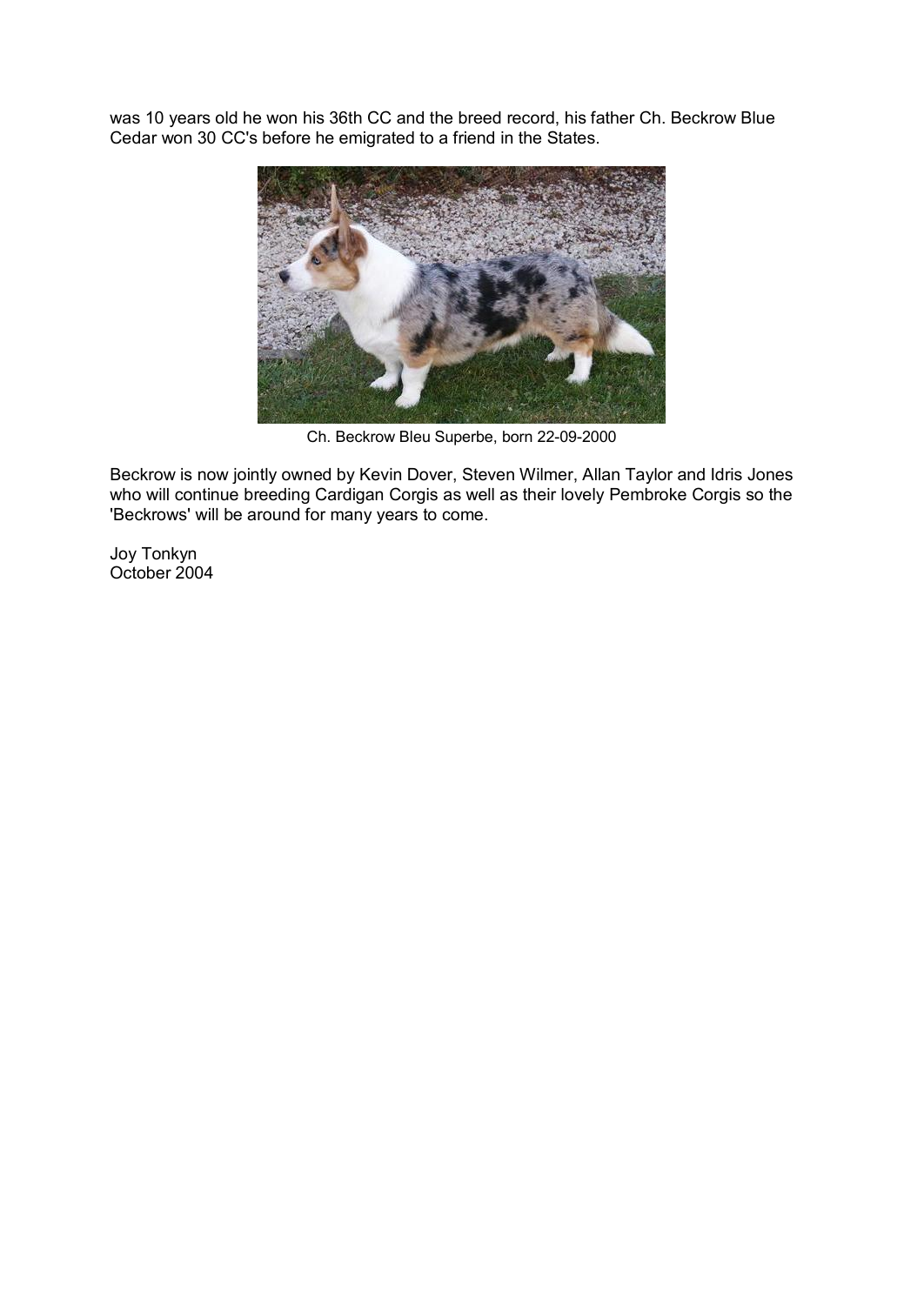was 10 years old he won his 36th CC and the breed record, his father Ch. Beckrow Blue Cedar won 30 CC's before he emigrated to a friend in the States.

Ch. Beckrow Bleu Superbe, born 22-09-2000

Beckrow is now jointly owned by Kevin Dover, Steven Wilmer, Allan Taylor and Idris Jones who will continue breeding Cardigan Corgis as well as their lovely Pembroke Corgis so the 'Beckrows' will be around for many years to come.

Joy Tonkyn
October 2004